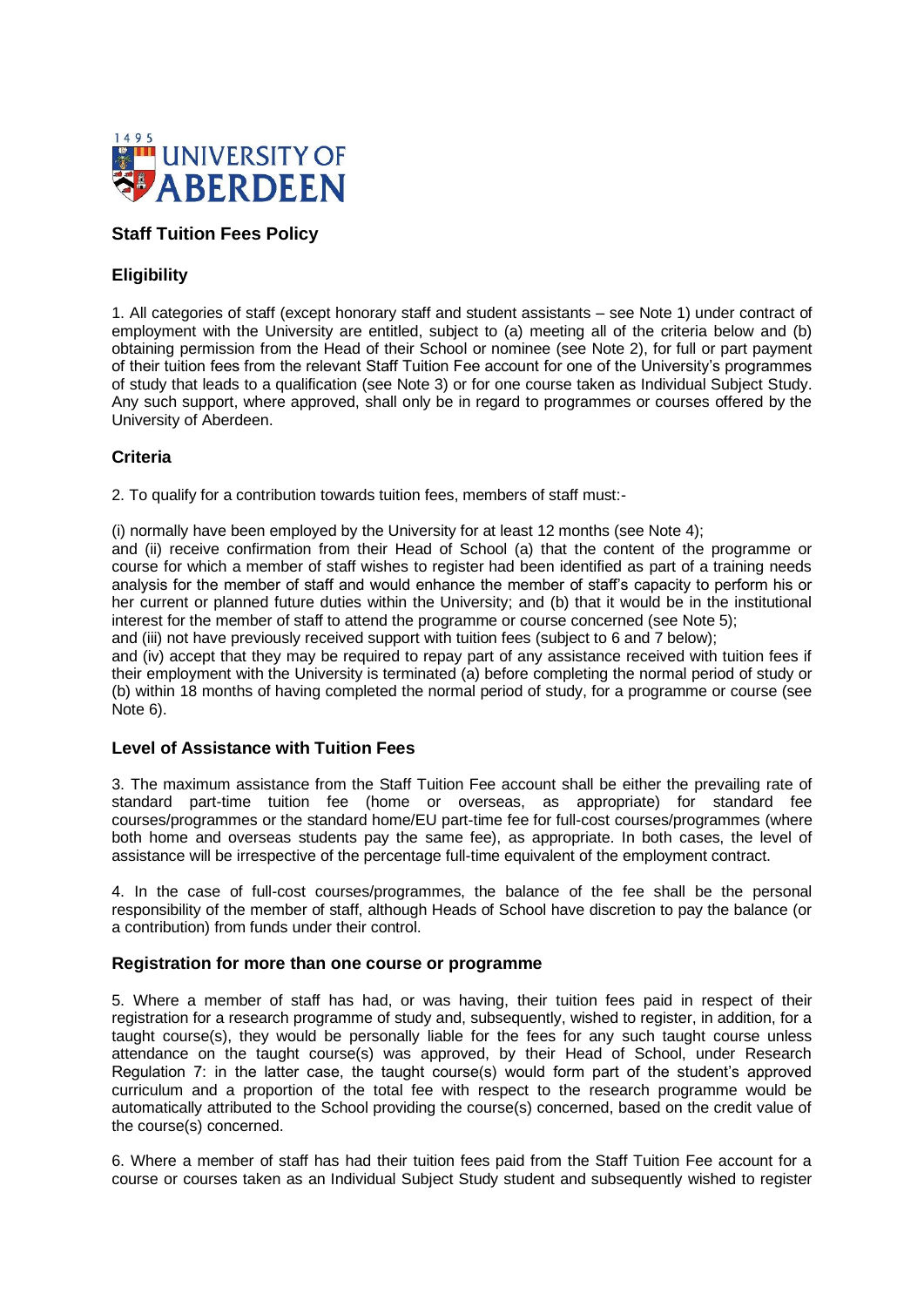# Staff Tuition Fees Policy

## Eligibility

1. All categories of staff (except honorary staff and student assistants – see Note 1) under contract of employment with the University are entitled, subject to (a) meeting all of the criteria below and (b) obtaining permission from the Head of their School or nominee (see Note 2), for full or part payment of their tuition fees from the relevant Staff Tuition Fee account for one of the University's programmes of study that leads to a qualification (see Note 3) or for one course taken as Individual Subject Study. Any such support, where approved, shall only be in regard to programmes or courses offered by the University of Aberdeen.

## Criteria

2. To qualify for a contribution towards tuition fees, members of staff must:-

(i) normally have been employed by the University for at least 12 months (see Note 4);
and (ii) receive confirmation from their Head of School (a) that the content of the programme or course for which a member of staff wishes to register had been identified as part of a training needs analysis for the member of staff and would enhance the member of staff's capacity to perform his or her current or planned future duties within the University; and (b) that it would be in the institutional interest for the member of staff to attend the programme or course concerned (see Note 5);
and (iii) not have previously received support with tuition fees (subject to 6 and 7 below);
and (iv) accept that they may be required to repay part of any assistance received with tuition fees if their employment with the University is terminated (a) before completing the normal period of study or (b) within 18 months of having completed the normal period of study, for a programme or course (see Note 6).

## Level of Assistance with Tuition Fees

3. The maximum assistance from the Staff Tuition Fee account shall be either the prevailing rate of standard part-time tuition fee (home or overseas, as appropriate) for standard fee courses/programmes or the standard home/EU part-time fee for full-cost courses/programmes (where both home and overseas students pay the same fee), as appropriate. In both cases, the level of assistance will be irrespective of the percentage full-time equivalent of the employment contract.

4. In the case of full-cost courses/programmes, the balance of the fee shall be the personal responsibility of the member of staff, although Heads of School have discretion to pay the balance (or a contribution) from funds under their control.

## Registration for more than one course or programme

5. Where a member of staff has had, or was having, their tuition fees paid in respect of their registration for a research programme of study and, subsequently, wished to register, in addition, for a taught course(s), they would be personally liable for the fees for any such taught course unless attendance on the taught course(s) was approved, by their Head of School, under Research Regulation 7: in the latter case, the taught course(s) would form part of the student's approved curriculum and a proportion of the total fee with respect to the research programme would be automatically attributed to the School providing the course(s) concerned, based on the credit value of the course(s) concerned.

6. Where a member of staff has had their tuition fees paid from the Staff Tuition Fee account for a course or courses taken as an Individual Subject Study student and subsequently wished to register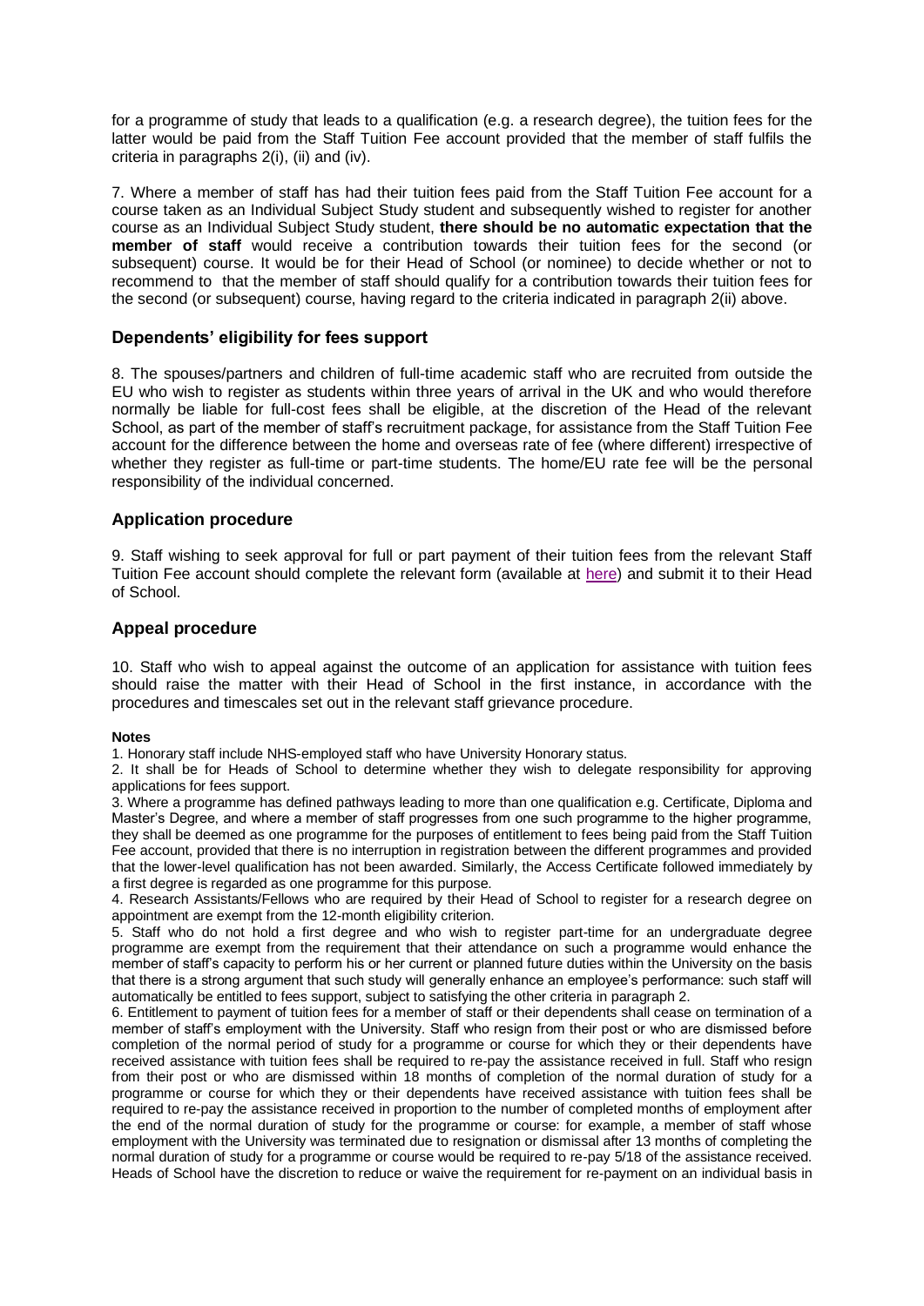for a programme of study that leads to a qualification (e.g. a research degree), the tuition fees for the latter would be paid from the Staff Tuition Fee account provided that the member of staff fulfils the criteria in paragraphs 2(i), (ii) and (iv).

7. Where a member of staff has had their tuition fees paid from the Staff Tuition Fee account for a course taken as an Individual Subject Study student and subsequently wished to register for another course as an Individual Subject Study student, **there should be no automatic expectation that the member of staff** would receive a contribution towards their tuition fees for the second (or subsequent) course. It would be for their Head of School (or nominee) to decide whether or not to recommend to that the member of staff should qualify for a contribution towards their tuition fees for the second (or subsequent) course, having regard to the criteria indicated in paragraph 2(ii) above.

## Dependents' eligibility for fees support

8. The spouses/partners and children of full-time academic staff who are recruited from outside the EU who wish to register as students within three years of arrival in the UK and who would therefore normally be liable for full-cost fees shall be eligible, at the discretion of the Head of the relevant School, as part of the member of staff's recruitment package, for assistance from the Staff Tuition Fee account for the difference between the home and overseas rate of fee (where different) irrespective of whether they register as full-time or part-time students. The home/EU rate fee will be the personal responsibility of the individual concerned.

## Application procedure

9. Staff wishing to seek approval for full or part payment of their tuition fees from the relevant Staff Tuition Fee account should complete the relevant form (available at here) and submit it to their Head of School.

## Appeal procedure

10. Staff who wish to appeal against the outcome of an application for assistance with tuition fees should raise the matter with their Head of School in the first instance, in accordance with the procedures and timescales set out in the relevant staff grievance procedure.

**Notes**

1. Honorary staff include NHS-employed staff who have University Honorary status.
2. It shall be for Heads of School to determine whether they wish to delegate responsibility for approving applications for fees support.
3. Where a programme has defined pathways leading to more than one qualification e.g. Certificate, Diploma and Master's Degree, and where a member of staff progresses from one such programme to the higher programme, they shall be deemed as one programme for the purposes of entitlement to fees being paid from the Staff Tuition Fee account, provided that there is no interruption in registration between the different programmes and provided that the lower-level qualification has not been awarded. Similarly, the Access Certificate followed immediately by a first degree is regarded as one programme for this purpose.
4. Research Assistants/Fellows who are required by their Head of School to register for a research degree on appointment are exempt from the 12-month eligibility criterion.
5. Staff who do not hold a first degree and who wish to register part-time for an undergraduate degree programme are exempt from the requirement that their attendance on such a programme would enhance the member of staff's capacity to perform his or her current or planned future duties within the University on the basis that there is a strong argument that such study will generally enhance an employee's performance: such staff will automatically be entitled to fees support, subject to satisfying the other criteria in paragraph 2.
6. Entitlement to payment of tuition fees for a member of staff or their dependents shall cease on termination of a member of staff's employment with the University. Staff who resign from their post or who are dismissed before completion of the normal period of study for a programme or course for which they or their dependents have received assistance with tuition fees shall be required to re-pay the assistance received in full. Staff who resign from their post or who are dismissed within 18 months of completion of the normal duration of study for a programme or course for which they or their dependents have received assistance with tuition fees shall be required to re-pay the assistance received in proportion to the number of completed months of employment after the end of the normal duration of study for the programme or course: for example, a member of staff whose employment with the University was terminated due to resignation or dismissal after 13 months of completing the normal duration of study for a programme or course would be required to re-pay 5/18 of the assistance received. Heads of School have the discretion to reduce or waive the requirement for re-payment on an individual basis in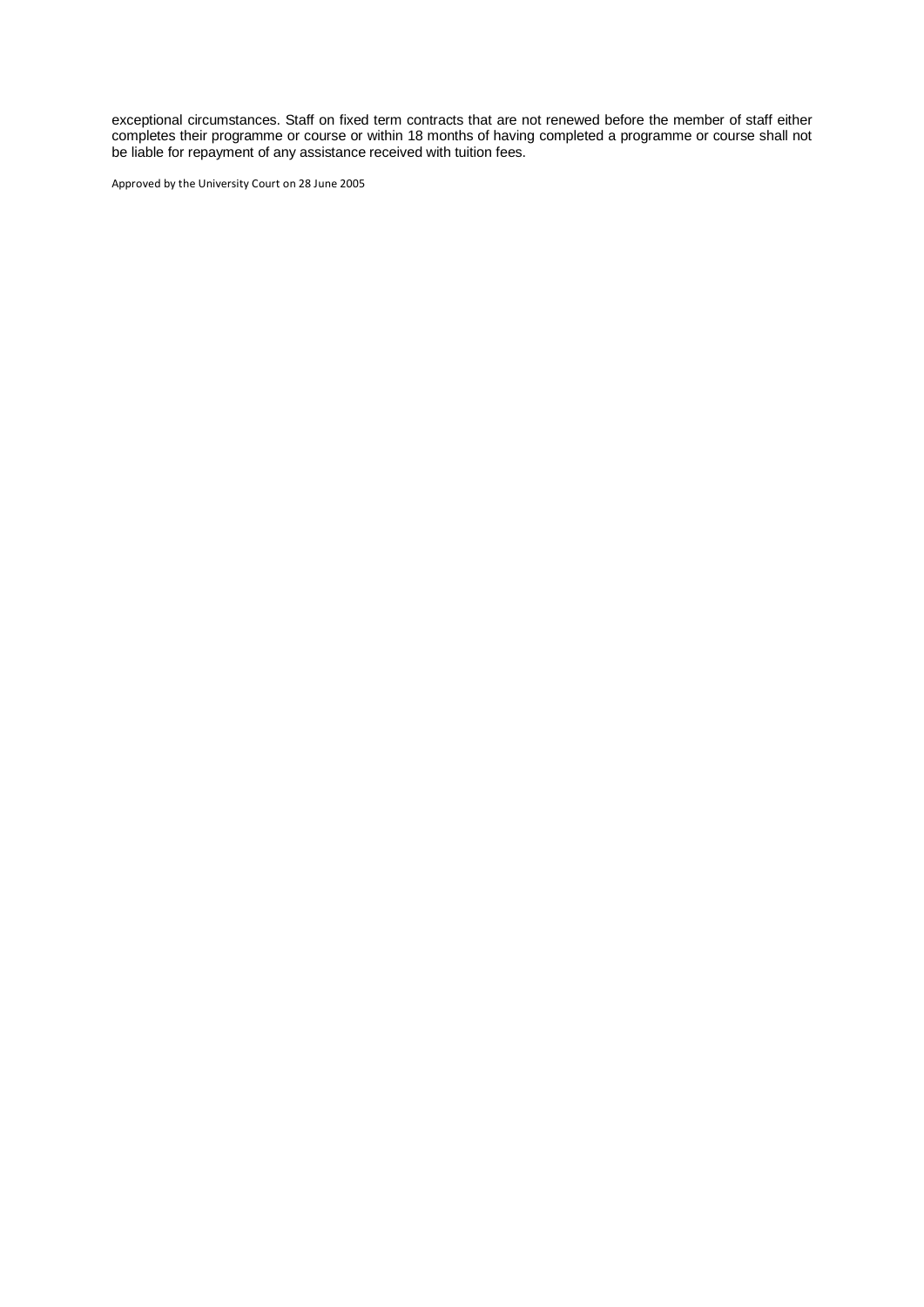exceptional circumstances. Staff on fixed term contracts that are not renewed before the member of staff either completes their programme or course or within 18 months of having completed a programme or course shall not be liable for repayment of any assistance received with tuition fees.

Approved by the University Court on 28 June 2005